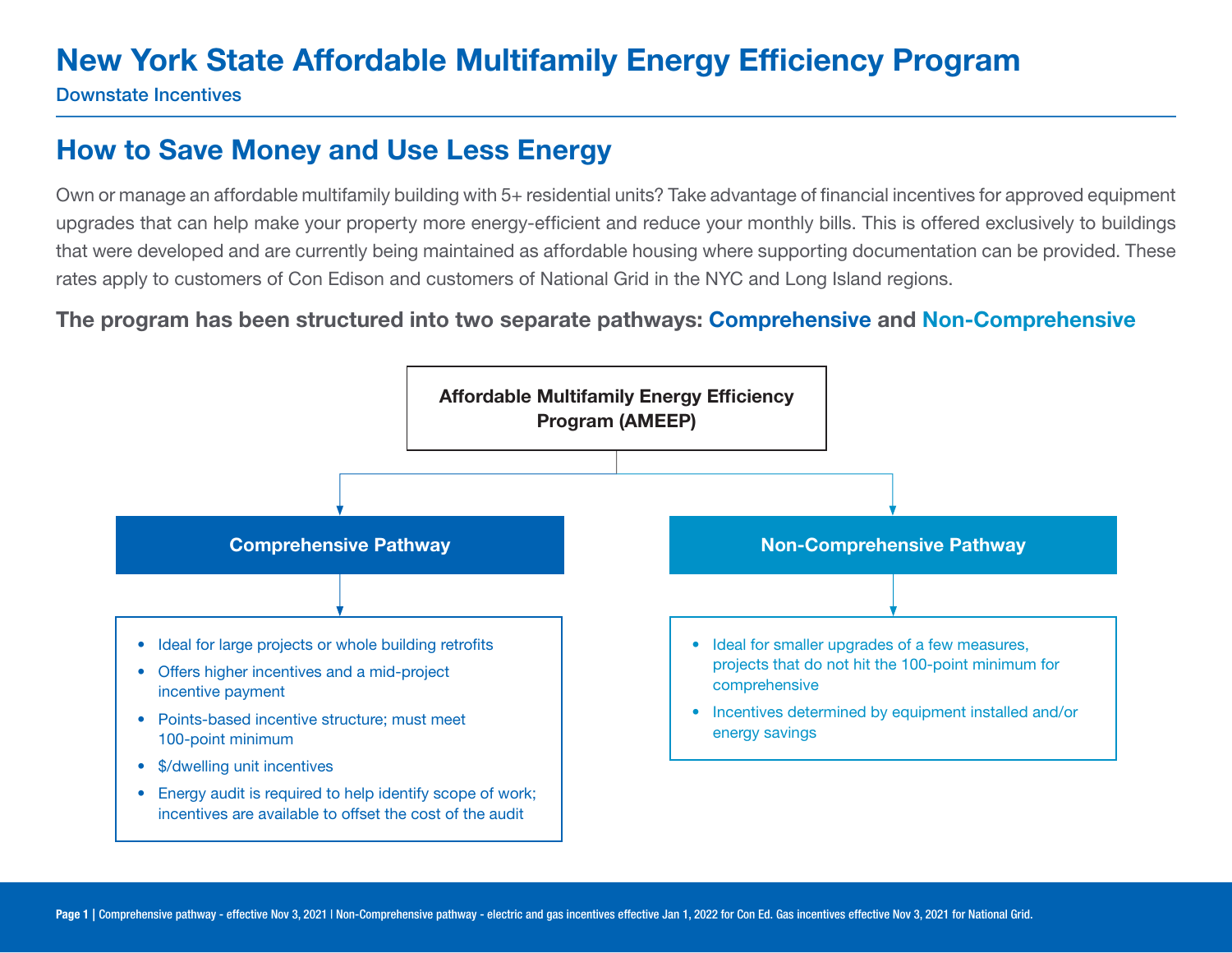# New York State Affordable Multifamily Energy Efficiency Program

Downstate Incentives

## How to Save Money and Use Less Energy

Own or manage an affordable multifamily building with 5+ residential units? Take advantage of financial incentives for approved equipment upgrades that can help make your property more energy-efficient and reduce your monthly bills. This is offered exclusively to buildings that were developed and are currently being maintained as affordable housing where supporting documentation can be provided. These rates apply to customers of Con Edison and customers of National Grid in the NYC and Long Island regions.

**The program has been structured into two separate pathways: Comprehensive and Non-Comprehensive**

**Affordable Multifamily Energy Efficiency Program (AMEEP)**

### Comprehensive Pathway

- Ideal for large projects or whole building retrofits
- Offers higher incentives and a mid-project incentive payment
- Points-based incentive structure; must meet 100-point minimum
- $/dwelling unit incentives
- Energy audit is required to help identify scope of work; incentives are available to offset the cost of the audit

### Non-Comprehensive Pathway

- Ideal for smaller upgrades of a few measures, projects that do not hit the 100-point minimum for comprehensive
- Incentives determined by equipment installed and/or energy savings

Comprehensive pathway - effective Nov 3, 2021 | Non-Comprehensive pathway - electric and gas incentives effective Jan 1, 2022 for Con Ed. Gas incentives effective Nov 3, 2021 for National Grid.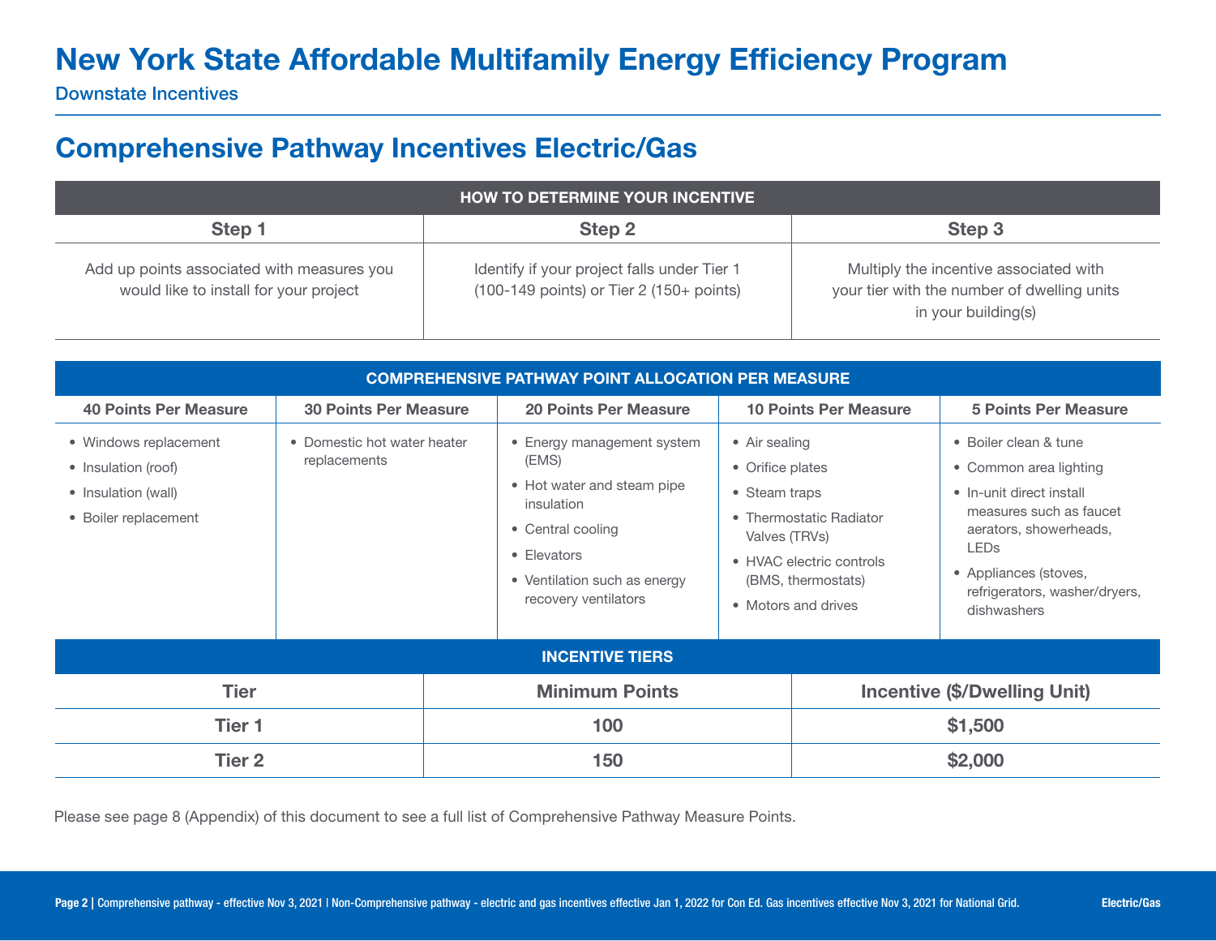# New York State Affordable Multifamily Energy Efficiency Program

Downstate Incentives

## Comprehensive Pathway Incentives Electric/Gas

| HOW TO DETERMINE YOUR INCENTIVE | | |
|---|---|---|
| **Step 1** | **Step 2** | **Step 3** |
| Add up points associated with measures you would like to install for your project | Identify if your project falls under Tier 1 (100-149 points) or Tier 2 (150+ points) | Multiply the incentive associated with your tier with the number of dwelling units in your building(s) |

| COMPREHENSIVE PATHWAY POINT ALLOCATION PER MEASURE | | | | |
|---|---|---|---|---|
| **40 Points Per Measure** | **30 Points Per Measure** | **20 Points Per Measure** | **10 Points Per Measure** | **5 Points Per Measure** |
| • Windows replacement<br>• Insulation (roof)<br>• Insulation (wall)<br>• Boiler replacement | • Domestic hot water heater replacements | • Energy management system (EMS)<br>• Hot water and steam pipe insulation<br>• Central cooling<br>• Elevators<br>• Ventilation such as energy recovery ventilators | • Air sealing<br>• Orifice plates<br>• Steam traps<br>• Thermostatic Radiator Valves (TRVs)<br>• HVAC electric controls (BMS, thermostats)<br>• Motors and drives | • Boiler clean & tune<br>• Common area lighting<br>• In-unit direct install measures such as faucet aerators, showerheads, LEDs<br>• Appliances (stoves, refrigerators, washer/dryers, dishwashers |

| INCENTIVE TIERS | | |
|---|---|---|
| **Tier** | **Minimum Points** | **Incentive ($/Dwelling Unit)** |
| **Tier 1** | **100** | **$1,500** |
| **Tier 2** | **150** | **$2,000** |

Please see page 8 (Appendix) of this document to see a full list of Comprehensive Pathway Measure Points.

Comprehensive pathway - effective Nov 3, 2021 | Non-Comprehensive pathway - electric and gas incentives effective Jan 1, 2022 for Con Ed. Gas incentives effective Nov 3, 2021 for National Grid.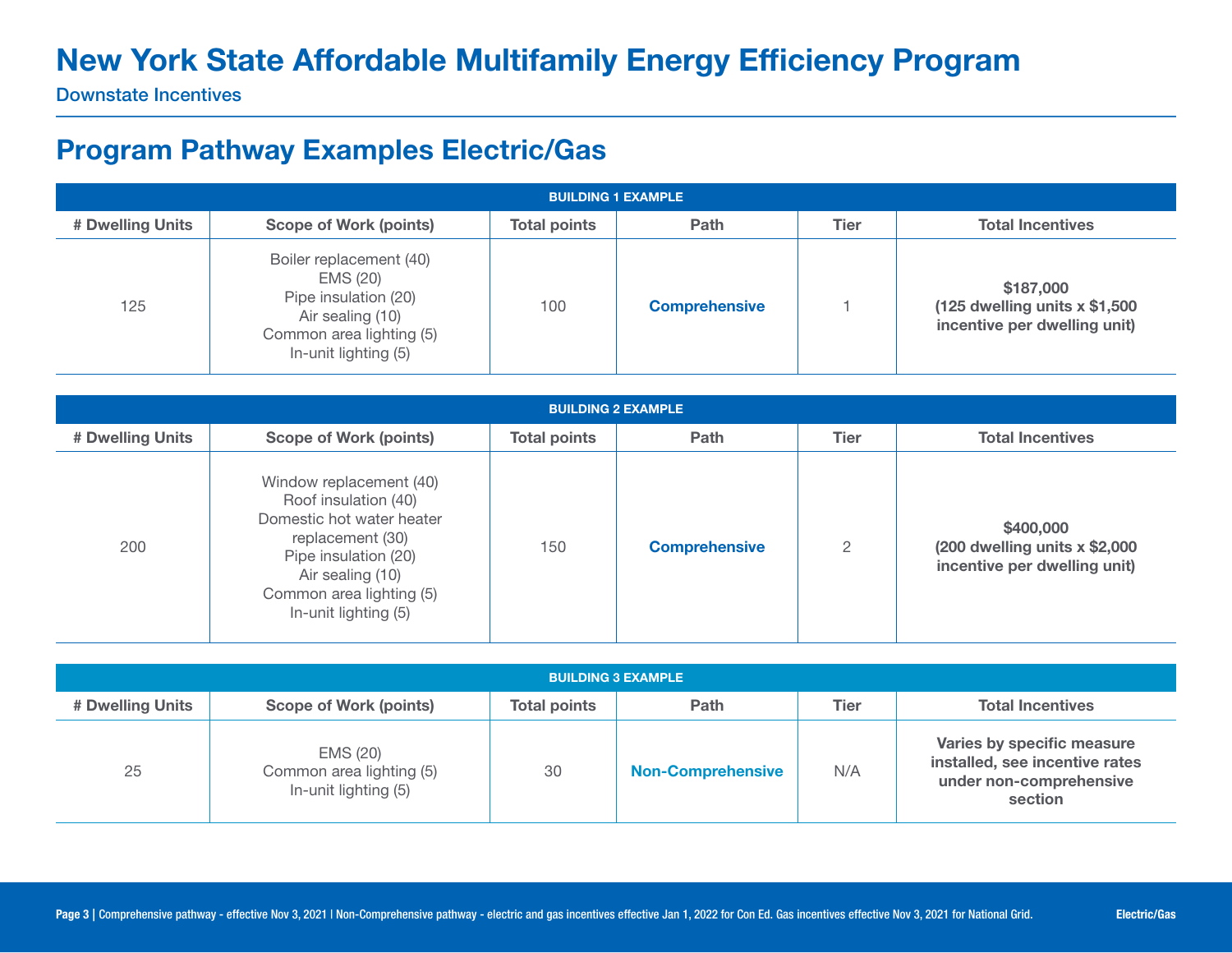# New York State Affordable Multifamily Energy Efficiency Program

Downstate Incentives

## Program Pathway Examples Electric/Gas

**BUILDING 1 EXAMPLE**

| # Dwelling Units | Scope of Work (points) | Total points | Path | Tier | Total Incentives |
|---|---|---|---|---|---|
| 125 | Boiler replacement (40)<br>EMS (20)<br>Pipe insulation (20)<br>Air sealing (10)<br>Common area lighting (5)<br>In-unit lighting (5) | 100 | **Comprehensive** | 1 | **$187,000 (125 dwelling units x $1,500 incentive per dwelling unit)** |

**BUILDING 2 EXAMPLE**

| # Dwelling Units | Scope of Work (points) | Total points | Path | Tier | Total Incentives |
|---|---|---|---|---|---|
| 200 | Window replacement (40)<br>Roof insulation (40)<br>Domestic hot water heater replacement (30)<br>Pipe insulation (20)<br>Air sealing (10)<br>Common area lighting (5)<br>In-unit lighting (5) | 150 | **Comprehensive** | 2 | **$400,000 (200 dwelling units x $2,000 incentive per dwelling unit)** |

**BUILDING 3 EXAMPLE**

| # Dwelling Units | Scope of Work (points) | Total points | Path | Tier | Total Incentives |
|---|---|---|---|---|---|
| 25 | EMS (20)<br>Common area lighting (5)<br>In-unit lighting (5) | 30 | **Non-Comprehensive** | N/A | **Varies by specific measure installed, see incentive rates under non-comprehensive section** |

Comprehensive pathway - effective Nov 3, 2021 | Non-Comprehensive pathway - electric and gas incentives effective Jan 1, 2022 for Con Ed. Gas incentives effective Nov 3, 2021 for National Grid.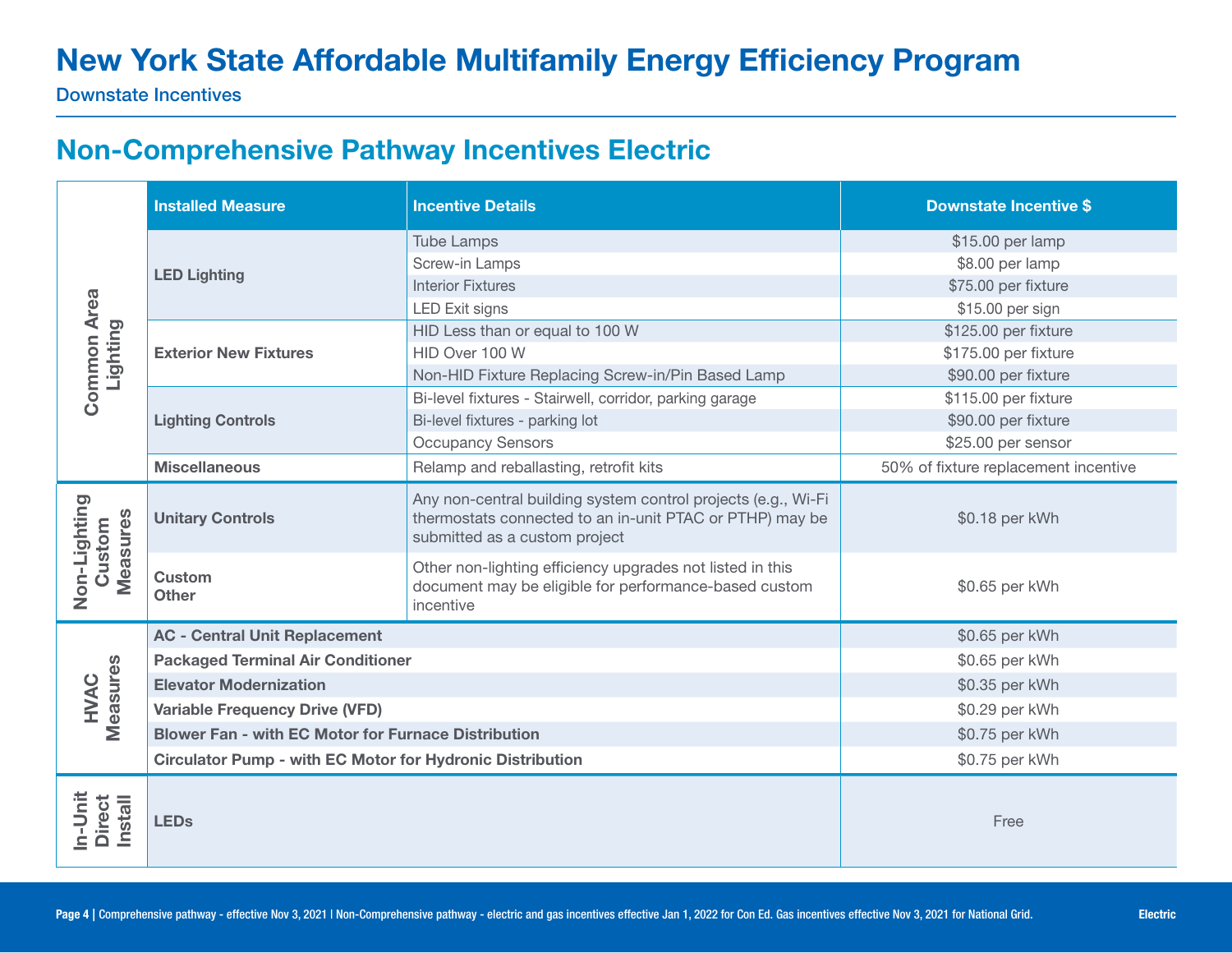# New York State Affordable Multifamily Energy Efficiency Program

Downstate Incentives

## Non-Comprehensive Pathway Incentives Electric

| | Installed Measure | Incentive Details | Downstate Incentive $ |
|---|---|---|---|
| Common Area Lighting | **LED Lighting** | Tube Lamps | $15.00 per lamp |
| | | Screw-in Lamps | $8.00 per lamp |
| | | Interior Fixtures | $75.00 per fixture |
| | | LED Exit signs | $15.00 per sign |
| | **Exterior New Fixtures** | HID Less than or equal to 100 W | $125.00 per fixture |
| | | HID Over 100 W | $175.00 per fixture |
| | | Non-HID Fixture Replacing Screw-in/Pin Based Lamp | $90.00 per fixture |
| | **Lighting Controls** | Bi-level fixtures - Stairwell, corridor, parking garage | $115.00 per fixture |
| | | Bi-level fixtures - parking lot | $90.00 per fixture |
| | | Occupancy Sensors | $25.00 per sensor |
| | **Miscellaneous** | Relamp and reballasting, retrofit kits | 50% of fixture replacement incentive |
| Non-Lighting Custom Measures | **Unitary Controls** | Any non-central building system control projects (e.g., Wi-Fi thermostats connected to an in-unit PTAC or PTHP) may be submitted as a custom project | $0.18 per kWh |
| | **Custom Other** | Other non-lighting efficiency upgrades not listed in this document may be eligible for performance-based custom incentive | $0.65 per kWh |
| HVAC Measures | **AC - Central Unit Replacement** | | $0.65 per kWh |
| | **Packaged Terminal Air Conditioner** | | $0.65 per kWh |
| | **Elevator Modernization** | | $0.35 per kWh |
| | **Variable Frequency Drive (VFD)** | | $0.29 per kWh |
| | **Blower Fan - with EC Motor for Furnace Distribution** | | $0.75 per kWh |
| | **Circulator Pump - with EC Motor for Hydronic Distribution** | | $0.75 per kWh |
| In-Unit Direct Install | **LEDs** | | Free |

Comprehensive pathway - effective Nov 3, 2021 | Non-Comprehensive pathway - electric and gas incentives effective Jan 1, 2022 for Con Ed. Gas incentives effective Nov 3, 2021 for National Grid.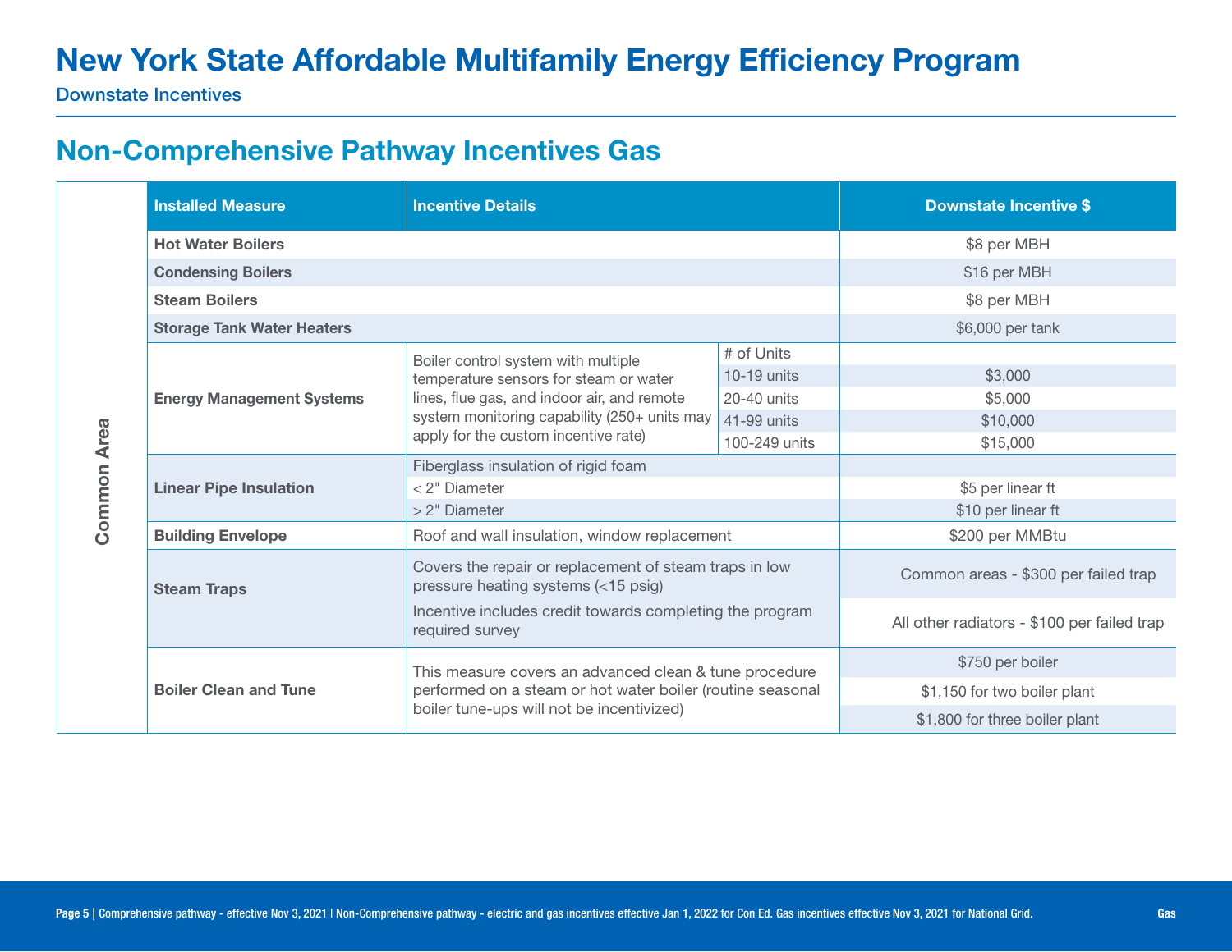# New York State Affordable Multifamily Energy Efficiency Program

Downstate Incentives

## Non-Comprehensive Pathway Incentives Gas

| | Installed Measure | Incentive Details | | Downstate Incentive $ |
|---|---|---|---|---|
| Common Area | Hot Water Boilers | | | $8 per MBH |
| | Condensing Boilers | | | $16 per MBH |
| | Steam Boilers | | | $8 per MBH |
| | Storage Tank Water Heaters | | | $6,000 per tank |
| | Energy Management Systems | Boiler control system with multiple temperature sensors for steam or water lines, flue gas, and indoor air, and remote system monitoring capability (250+ units may apply for the custom incentive rate) | # of Units | |
| | | | 10-19 units | $3,000 |
| | | | 20-40 units | $5,000 |
| | | | 41-99 units | $10,000 |
| | | | 100-249 units | $15,000 |
| | Linear Pipe Insulation | Fiberglass insulation of rigid foam | | |
| | | < 2" Diameter | | $5 per linear ft |
| | | > 2" Diameter | | $10 per linear ft |
| | Building Envelope | Roof and wall insulation, window replacement | | $200 per MMBtu |
| | Steam Traps | Covers the repair or replacement of steam traps in low pressure heating systems (<15 psig) | | Common areas - $300 per failed trap |
| | | Incentive includes credit towards completing the program required survey | | All other radiators - $100 per failed trap |
| | Boiler Clean and Tune | This measure covers an advanced clean & tune procedure performed on a steam or hot water boiler (routine seasonal boiler tune-ups will not be incentivized) | | $750 per boiler |
| | | | | $1,150 for two boiler plant |
| | | | | $1,800 for three boiler plant |

Comprehensive pathway - effective Nov 3, 2021 | Non-Comprehensive pathway - electric and gas incentives effective Jan 1, 2022 for Con Ed. Gas incentives effective Nov 3, 2021 for National Grid.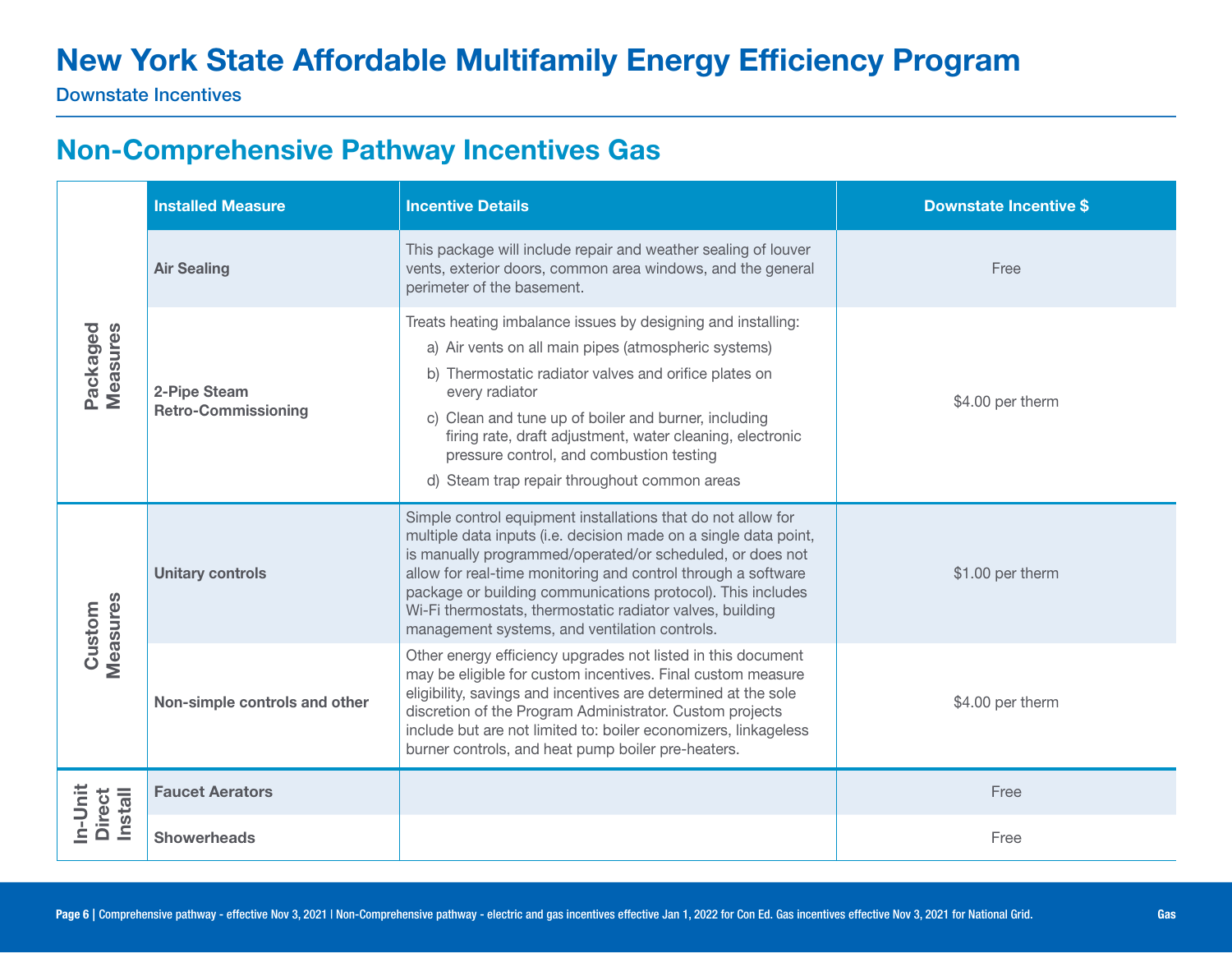# New York State Affordable Multifamily Energy Efficiency Program

Downstate Incentives

## Non-Comprehensive Pathway Incentives Gas

| | Installed Measure | Incentive Details | Downstate Incentive $ |
|---|---|---|---|
| Packaged Measures | Air Sealing | This package will include repair and weather sealing of louver vents, exterior doors, common area windows, and the general perimeter of the basement. | Free |
| | 2-Pipe Steam Retro-Commissioning | Treats heating imbalance issues by designing and installing: a) Air vents on all main pipes (atmospheric systems) b) Thermostatic radiator valves and orifice plates on every radiator c) Clean and tune up of boiler and burner, including firing rate, draft adjustment, water cleaning, electronic pressure control, and combustion testing d) Steam trap repair throughout common areas | $4.00 per therm |
| Custom Measures | Unitary controls | Simple control equipment installations that do not allow for multiple data inputs (i.e. decision made on a single data point, is manually programmed/operated/or scheduled, or does not allow for real-time monitoring and control through a software package or building communications protocol). This includes Wi-Fi thermostats, thermostatic radiator valves, building management systems, and ventilation controls. | $1.00 per therm |
| | Non-simple controls and other | Other energy efficiency upgrades not listed in this document may be eligible for custom incentives. Final custom measure eligibility, savings and incentives are determined at the sole discretion of the Program Administrator. Custom projects include but are not limited to: boiler economizers, linkageless burner controls, and heat pump boiler pre-heaters. | $4.00 per therm |
| In-Unit Direct Install | Faucet Aerators | | Free |
| | Showerheads | | Free |

Comprehensive pathway - effective Nov 3, 2021 | Non-Comprehensive pathway - electric and gas incentives effective Jan 1, 2022 for Con Ed. Gas incentives effective Nov 3, 2021 for National Grid.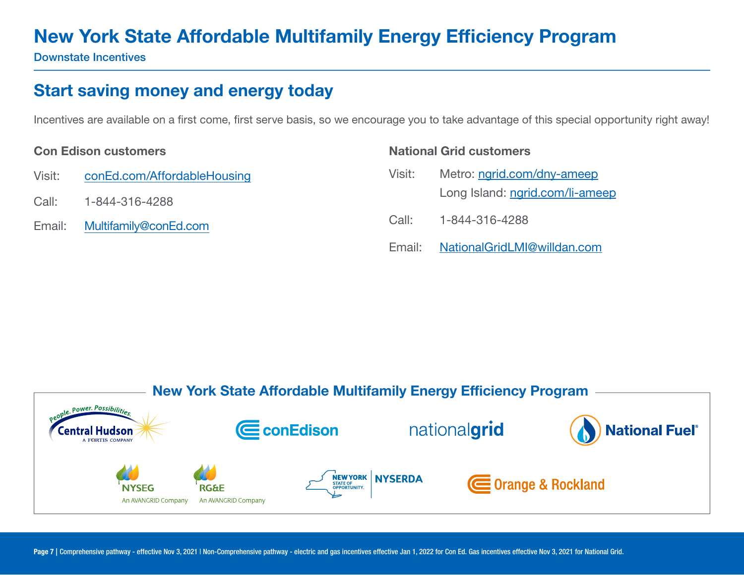# New York State Affordable Multifamily Energy Efficiency Program

Downstate Incentives

## Start saving money and energy today

Incentives are available on a first come, first serve basis, so we encourage you to take advantage of this special opportunity right away!

### Con Edison customers

Visit: conEd.com/AffordableHousing

Call: 1-844-316-4288

Email: Multifamily@conEd.com

### National Grid customers

Visit: Metro: ngrid.com/dny-ameep
Long Island: ngrid.com/li-ameep

Call: 1-844-316-4288

Email: NationalGridLMI@willdan.com

### New York State Affordable Multifamily Energy Efficiency Program

Central Hudson (A Fortis Company) | conEdison | nationalgrid | National Fuel | NYSEG (An AVANGRID Company) | RG&E (An AVANGRID Company) | New York State of Opportunity NYSERDA | Orange & Rockland

Comprehensive pathway - effective Nov 3, 2021 | Non-Comprehensive pathway - electric and gas incentives effective Jan 1, 2022 for Con Ed. Gas incentives effective Nov 3, 2021 for National Grid.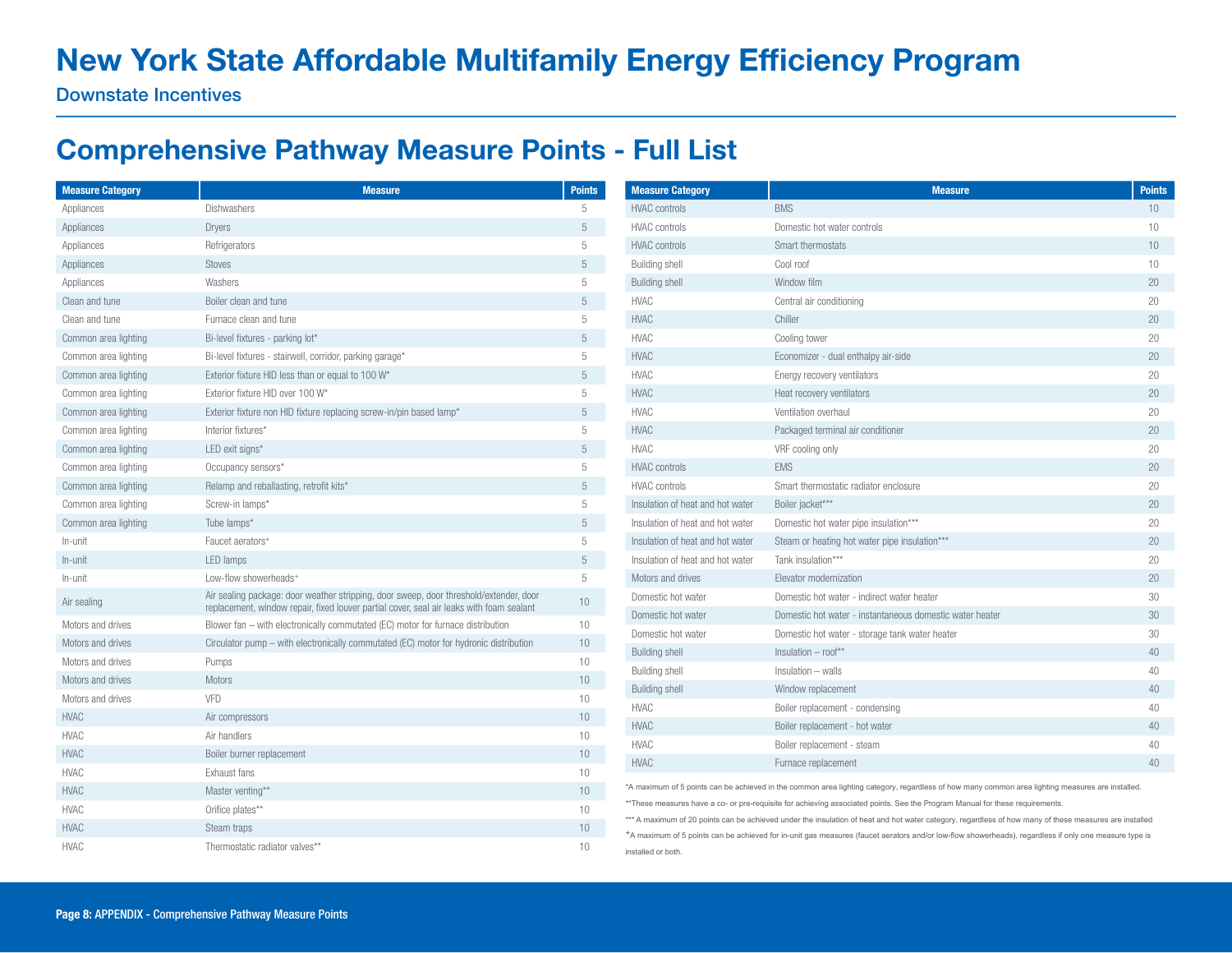# New York State Affordable Multifamily Energy Efficiency Program

Downstate Incentives

## Comprehensive Pathway Measure Points - Full List

| Measure Category | Measure | Points |
|---|---|---|
| Appliances | Dishwashers | 5 |
| Appliances | Dryers | 5 |
| Appliances | Refrigerators | 5 |
| Appliances | Stoves | 5 |
| Appliances | Washers | 5 |
| Clean and tune | Boiler clean and tune | 5 |
| Clean and tune | Furnace clean and tune | 5 |
| Common area lighting | Bi-level fixtures - parking lot* | 5 |
| Common area lighting | Bi-level fixtures - stairwell, corridor, parking garage* | 5 |
| Common area lighting | Exterior fixture HID less than or equal to 100 W* | 5 |
| Common area lighting | Exterior fixture HID over 100 W* | 5 |
| Common area lighting | Exterior fixture non HID fixture replacing screw-in/pin based lamp* | 5 |
| Common area lighting | Interior fixtures* | 5 |
| Common area lighting | LED exit signs* | 5 |
| Common area lighting | Occupancy sensors* | 5 |
| Common area lighting | Relamp and reballasting, retrofit kits* | 5 |
| Common area lighting | Screw-in lamps* | 5 |
| Common area lighting | Tube lamps* | 5 |
| In-unit | Faucet aerators+ | 5 |
| In-unit | LED lamps | 5 |
| In-unit | Low-flow showerheads+ | 5 |
| Air sealing | Air sealing package: door weather stripping, door sweep, door threshold/extender, door replacement, window repair, fixed louver partial cover, seal air leaks with foam sealant | 10 |
| Motors and drives | Blower fan – with electronically commutated (EC) motor for furnace distribution | 10 |
| Motors and drives | Circulator pump – with electronically commutated (EC) motor for hydronic distribution | 10 |
| Motors and drives | Pumps | 10 |
| Motors and drives | Motors | 10 |
| Motors and drives | VFD | 10 |
| HVAC | Air compressors | 10 |
| HVAC | Air handlers | 10 |
| HVAC | Boiler burner replacement | 10 |
| HVAC | Exhaust fans | 10 |
| HVAC | Master venting** | 10 |
| HVAC | Orifice plates** | 10 |
| HVAC | Steam traps | 10 |
| HVAC | Thermostatic radiator valves** | 10 |
| HVAC controls | BMS | 10 |
| HVAC controls | Domestic hot water controls | 10 |
| HVAC controls | Smart thermostats | 10 |
| Building shell | Cool roof | 10 |
| Building shell | Window film | 20 |
| HVAC | Central air conditioning | 20 |
| HVAC | Chiller | 20 |
| HVAC | Cooling tower | 20 |
| HVAC | Economizer - dual enthalpy air-side | 20 |
| HVAC | Energy recovery ventilators | 20 |
| HVAC | Heat recovery ventilators | 20 |
| HVAC | Ventilation overhaul | 20 |
| HVAC | Packaged terminal air conditioner | 20 |
| HVAC | VRF cooling only | 20 |
| HVAC controls | EMS | 20 |
| HVAC controls | Smart thermostatic radiator enclosure | 20 |
| Insulation of heat and hot water | Boiler jacket*** | 20 |
| Insulation of heat and hot water | Domestic hot water pipe insulation*** | 20 |
| Insulation of heat and hot water | Steam or heating hot water pipe insulation*** | 20 |
| Insulation of heat and hot water | Tank insulation*** | 20 |
| Motors and drives | Elevator modernization | 20 |
| Domestic hot water | Domestic hot water - indirect water heater | 30 |
| Domestic hot water | Domestic hot water - instantaneous domestic water heater | 30 |
| Domestic hot water | Domestic hot water - storage tank water heater | 30 |
| Building shell | Insulation – roof** | 40 |
| Building shell | Insulation – walls | 40 |
| Building shell | Window replacement | 40 |
| HVAC | Boiler replacement - condensing | 40 |
| HVAC | Boiler replacement - hot water | 40 |
| HVAC | Boiler replacement - steam | 40 |
| HVAC | Furnace replacement | 40 |

*A maximum of 5 points can be achieved in the common area lighting category, regardless of how many common area lighting measures are installed.

**These measures have a co- or pre-requisite for achieving associated points. See the Program Manual for these requirements.

*** A maximum of 20 points can be achieved under the insulation of heat and hot water category, regardless of how many of these measures are installed

+A maximum of 5 points can be achieved for in-unit gas measures (faucet aerators and/or low-flow showerheads), regardless if only one measure type is installed or both.